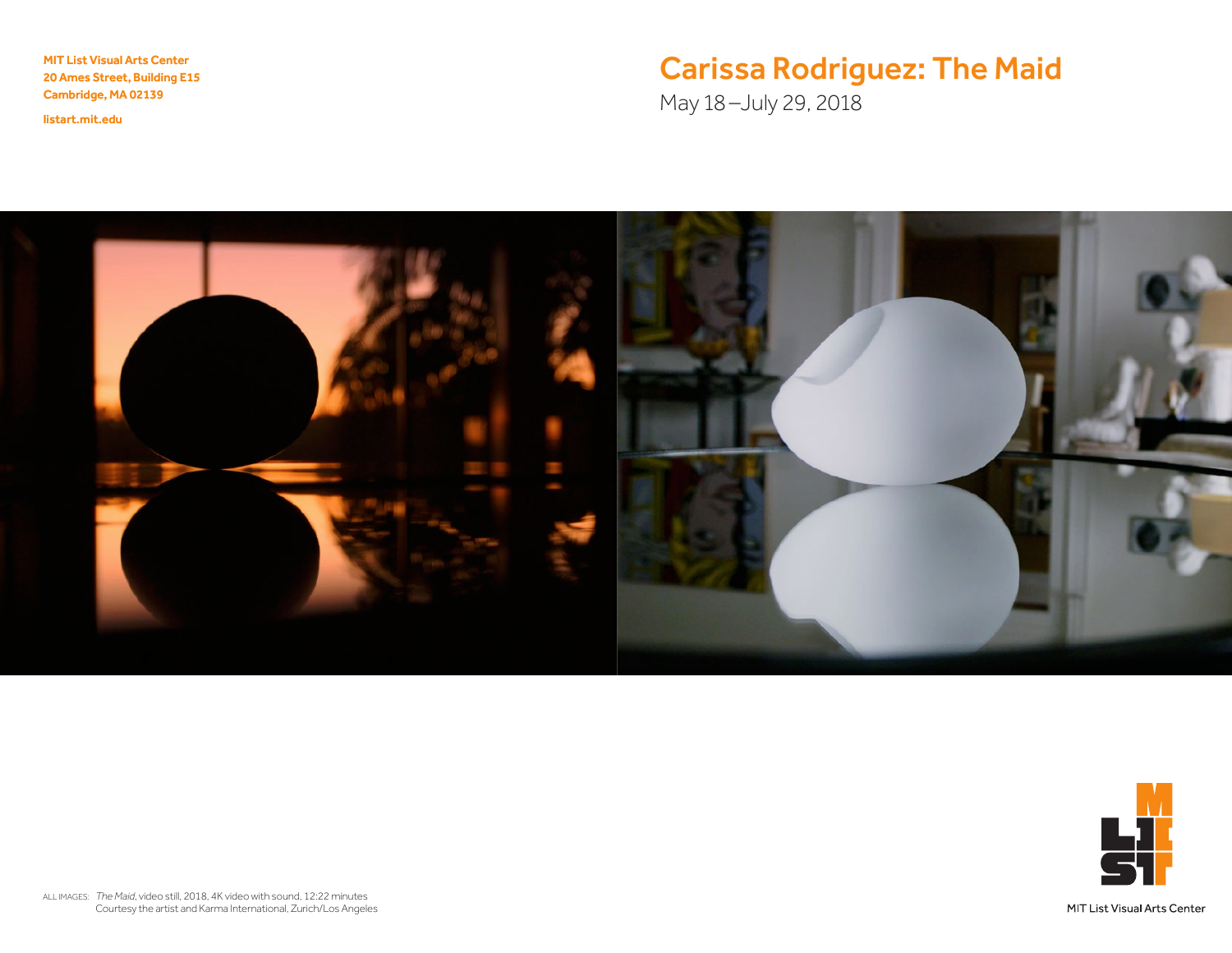**MIT List Visual Arts Center**
**20 Ames Street, Building E15**
**Cambridge, MA 02139**

**listart.mit.edu**

# Carissa Rodriguez: The Maid

May 18 – July 29, 2018

ALL IMAGES: *The Maid*, video still, 2018, 4K video with sound, 12:22 minutes
Courtesy the artist and Karma International, Zurich/Los Angeles

MIT List Visual Arts Center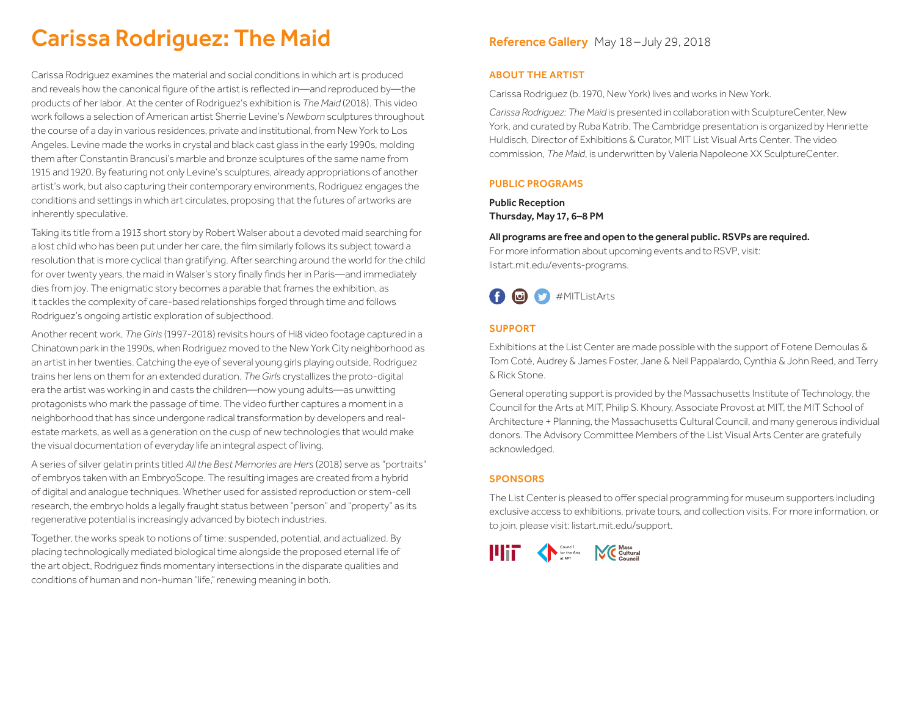# Carissa Rodriguez: The Maid

Carissa Rodriguez examines the material and social conditions in which art is produced and reveals how the canonical figure of the artist is reflected in—and reproduced by—the products of her labor. At the center of Rodriguez's exhibition is *The Maid* (2018). This video work follows a selection of American artist Sherrie Levine's *Newborn* sculptures throughout the course of a day in various residences, private and institutional, from New York to Los Angeles. Levine made the works in crystal and black cast glass in the early 1990s, molding them after Constantin Brancusi's marble and bronze sculptures of the same name from 1915 and 1920. By featuring not only Levine's sculptures, already appropriations of another artist's work, but also capturing their contemporary environments, Rodriguez engages the conditions and settings in which art circulates, proposing that the futures of artworks are inherently speculative.

Taking its title from a 1913 short story by Robert Walser about a devoted maid searching for a lost child who has been put under her care, the film similarly follows its subject toward a resolution that is more cyclical than gratifying. After searching around the world for the child for over twenty years, the maid in Walser's story finally finds her in Paris—and immediately dies from joy. The enigmatic story becomes a parable that frames the exhibition, as it tackles the complexity of care-based relationships forged through time and follows Rodriguez's ongoing artistic exploration of subjecthood.

Another recent work, *The Girls* (1997-2018) revisits hours of Hi8 video footage captured in a Chinatown park in the 1990s, when Rodriguez moved to the New York City neighborhood as an artist in her twenties. Catching the eye of several young girls playing outside, Rodriguez trains her lens on them for an extended duration. *The Girls* crystallizes the proto-digital era the artist was working in and casts the children—now young adults—as unwitting protagonists who mark the passage of time. The video further captures a moment in a neighborhood that has since undergone radical transformation by developers and real-estate markets, as well as a generation on the cusp of new technologies that would make the visual documentation of everyday life an integral aspect of living.

A series of silver gelatin prints titled *All the Best Memories are Hers* (2018) serve as "portraits" of embryos taken with an EmbryoScope. The resulting images are created from a hybrid of digital and analogue techniques. Whether used for assisted reproduction or stem-cell research, the embryo holds a legally fraught status between "person" and "property" as its regenerative potential is increasingly advanced by biotech industries.

Together, the works speak to notions of time: suspended, potential, and actualized. By placing technologically mediated biological time alongside the proposed eternal life of the art object, Rodriguez finds momentary intersections in the disparate qualities and conditions of human and non-human "life," renewing meaning in both.

**Reference Gallery** May 18–July 29, 2018

## ABOUT THE ARTIST

Carissa Rodriguez (b. 1970, New York) lives and works in New York.

*Carissa Rodriguez: The Maid* is presented in collaboration with SculptureCenter, New York, and curated by Ruba Katrib. The Cambridge presentation is organized by Henriette Huldisch, Director of Exhibitions & Curator, MIT List Visual Arts Center. The video commission, *The Maid*, is underwritten by Valeria Napoleone XX SculptureCenter.

## PUBLIC PROGRAMS

**Public Reception**
**Thursday, May 17, 6–8 PM**

**All programs are free and open to the general public. RSVPs are required.**
For more information about upcoming events and to RSVP, visit: listart.mit.edu/events-programs.

#MITListArts

## SUPPORT

Exhibitions at the List Center are made possible with the support of Fotene Demoulas & Tom Coté, Audrey & James Foster, Jane & Neil Pappalardo, Cynthia & John Reed, and Terry & Rick Stone.

General operating support is provided by the Massachusetts Institute of Technology, the Council for the Arts at MIT, Philip S. Khoury, Associate Provost at MIT, the MIT School of Architecture + Planning, the Massachusetts Cultural Council, and many generous individual donors. The Advisory Committee Members of the List Visual Arts Center are gratefully acknowledged.

## SPONSORS

The List Center is pleased to offer special programming for museum supporters including exclusive access to exhibitions, private tours, and collection visits. For more information, or to join, please visit: listart.mit.edu/support.